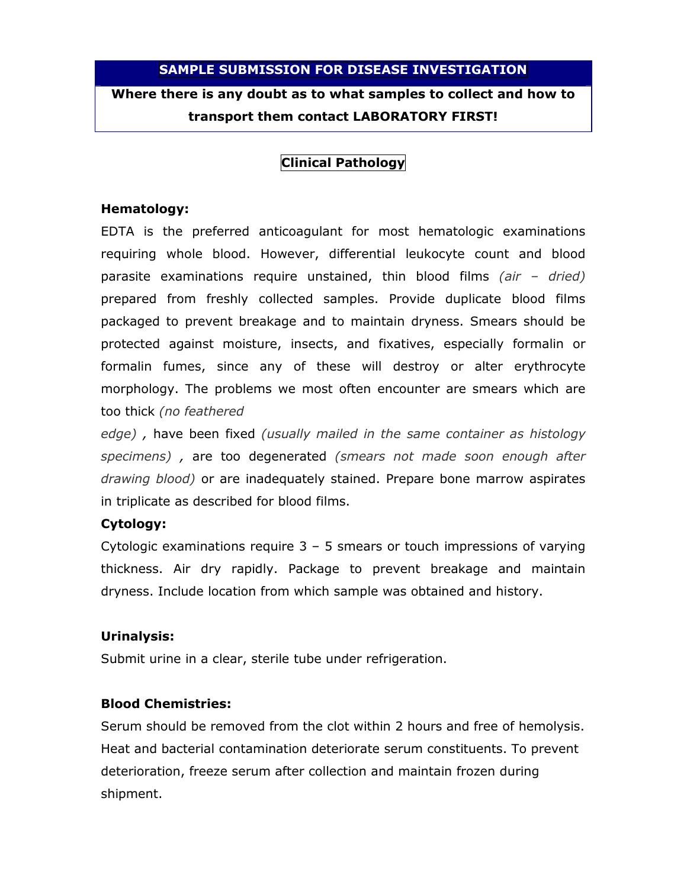# SAMPLE SUBMISSION FOR DISEASE INVESTIGATION

**Where there is any doubt as to what samples to collect and how to transport them contact LABORATORY FIRST!**

## Clinical Pathology

### Hematology:

EDTA is the preferred anticoagulant for most hematologic examinations requiring whole blood. However, differential leukocyte count and blood parasite examinations require unstained, thin blood films *(air – dried)* prepared from freshly collected samples. Provide duplicate blood films packaged to prevent breakage and to maintain dryness. Smears should be protected against moisture, insects, and fixatives, especially formalin or formalin fumes, since any of these will destroy or alter erythrocyte morphology. The problems we most often encounter are smears which are too thick *(no feathered edge)* , have been fixed *(usually mailed in the same container as histology specimens)* , are too degenerated *(smears not made soon enough after drawing blood)* or are inadequately stained. Prepare bone marrow aspirates in triplicate as described for blood films.

### Cytology:

Cytologic examinations require 3 – 5 smears or touch impressions of varying thickness. Air dry rapidly. Package to prevent breakage and maintain dryness. Include location from which sample was obtained and history.

### Urinalysis:

Submit urine in a clear, sterile tube under refrigeration.

### Blood Chemistries:

Serum should be removed from the clot within 2 hours and free of hemolysis. Heat and bacterial contamination deteriorate serum constituents. To prevent deterioration, freeze serum after collection and maintain frozen during shipment.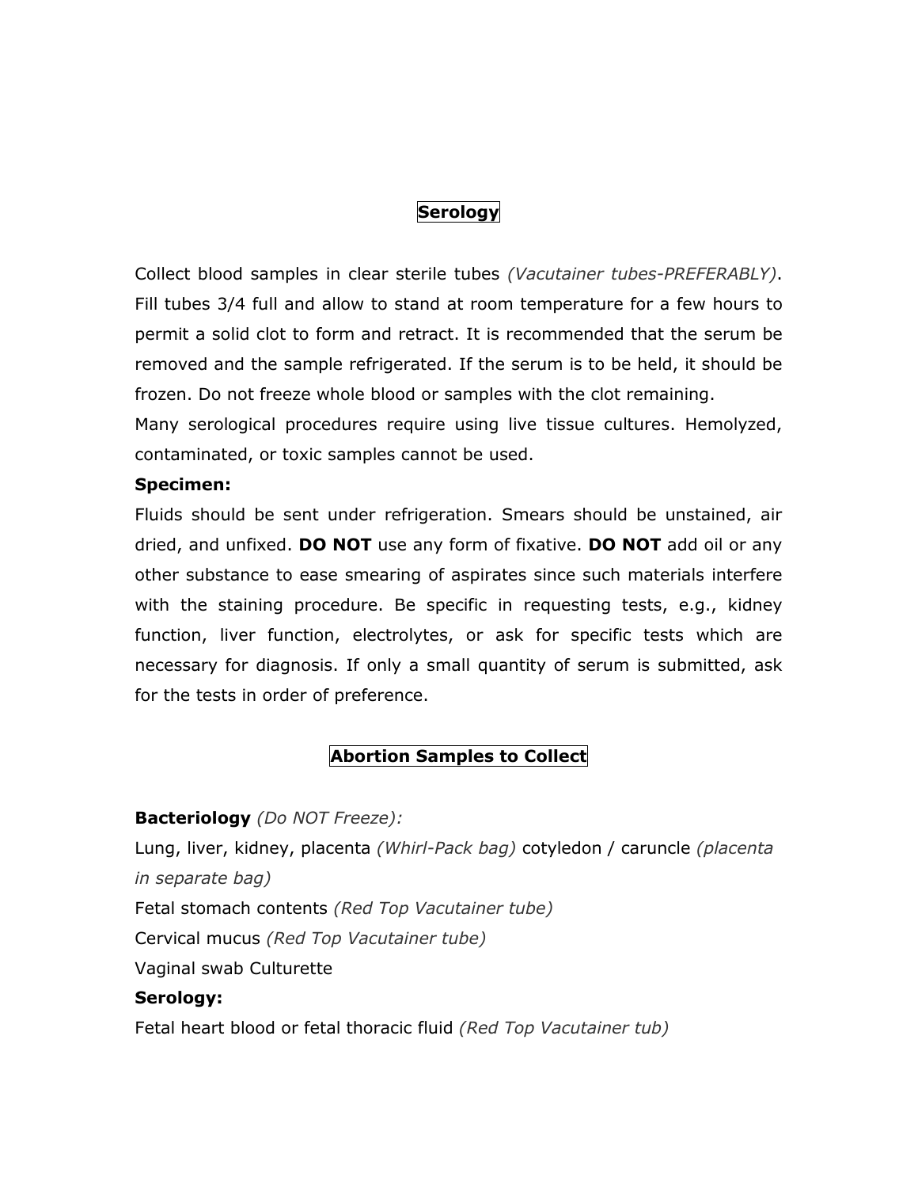## Serology

Collect blood samples in clear sterile tubes *(Vacutainer tubes-PREFERABLY)*. Fill tubes 3/4 full and allow to stand at room temperature for a few hours to permit a solid clot to form and retract. It is recommended that the serum be removed and the sample refrigerated. If the serum is to be held, it should be frozen. Do not freeze whole blood or samples with the clot remaining.

Many serological procedures require using live tissue cultures. Hemolyzed, contaminated, or toxic samples cannot be used.

**Specimen:**

Fluids should be sent under refrigeration. Smears should be unstained, air dried, and unfixed. **DO NOT** use any form of fixative. **DO NOT** add oil or any other substance to ease smearing of aspirates since such materials interfere with the staining procedure. Be specific in requesting tests, e.g., kidney function, liver function, electrolytes, or ask for specific tests which are necessary for diagnosis. If only a small quantity of serum is submitted, ask for the tests in order of preference.

## Abortion Samples to Collect

**Bacteriology** *(Do NOT Freeze):*

Lung, liver, kidney, placenta *(Whirl-Pack bag)* cotyledon / caruncle *(placenta in separate bag)*

Fetal stomach contents *(Red Top Vacutainer tube)*

Cervical mucus *(Red Top Vacutainer tube)*

Vaginal swab Culturette

**Serology:**

Fetal heart blood or fetal thoracic fluid *(Red Top Vacutainer tub)*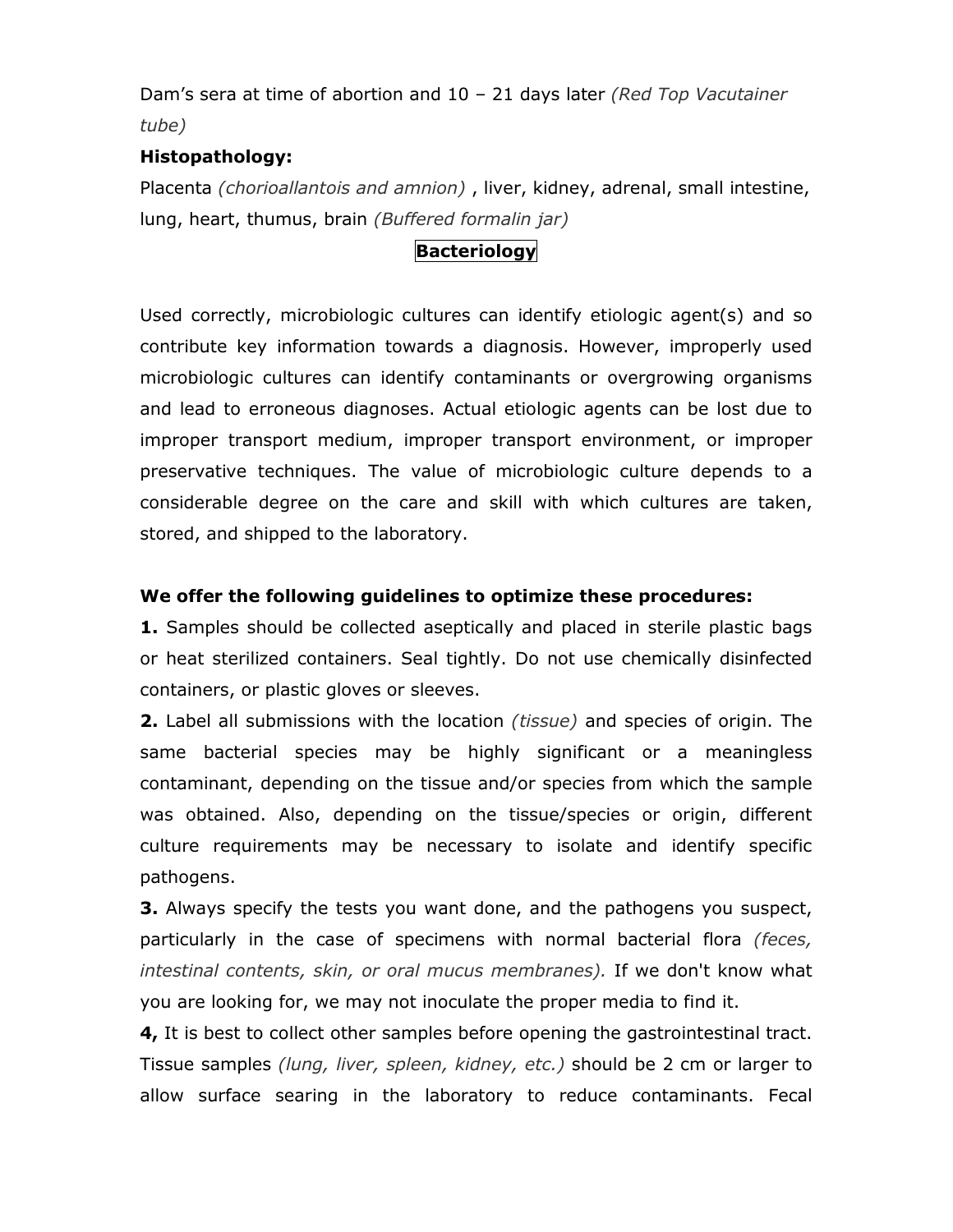Dam's sera at time of abortion and 10 – 21 days later *(Red Top Vacutainer tube)*

**Histopathology:**

Placenta *(chorioallantois and amnion)* , liver, kidney, adrenal, small intestine, lung, heart, thumus, brain *(Buffered formalin jar)*

## Bacteriology

Used correctly, microbiologic cultures can identify etiologic agent(s) and so contribute key information towards a diagnosis. However, improperly used microbiologic cultures can identify contaminants or overgrowing organisms and lead to erroneous diagnoses. Actual etiologic agents can be lost due to improper transport medium, improper transport environment, or improper preservative techniques. The value of microbiologic culture depends to a considerable degree on the care and skill with which cultures are taken, stored, and shipped to the laboratory.

**We offer the following guidelines to optimize these procedures:**

**1.** Samples should be collected aseptically and placed in sterile plastic bags or heat sterilized containers. Seal tightly. Do not use chemically disinfected containers, or plastic gloves or sleeves.

**2.** Label all submissions with the location *(tissue)* and species of origin. The same bacterial species may be highly significant or a meaningless contaminant, depending on the tissue and/or species from which the sample was obtained. Also, depending on the tissue/species or origin, different culture requirements may be necessary to isolate and identify specific pathogens.

**3.** Always specify the tests you want done, and the pathogens you suspect, particularly in the case of specimens with normal bacterial flora *(feces, intestinal contents, skin, or oral mucus membranes).* If we don't know what you are looking for, we may not inoculate the proper media to find it.

**4,** It is best to collect other samples before opening the gastrointestinal tract. Tissue samples *(lung, liver, spleen, kidney, etc.)* should be 2 cm or larger to allow surface searing in the laboratory to reduce contaminants. Fecal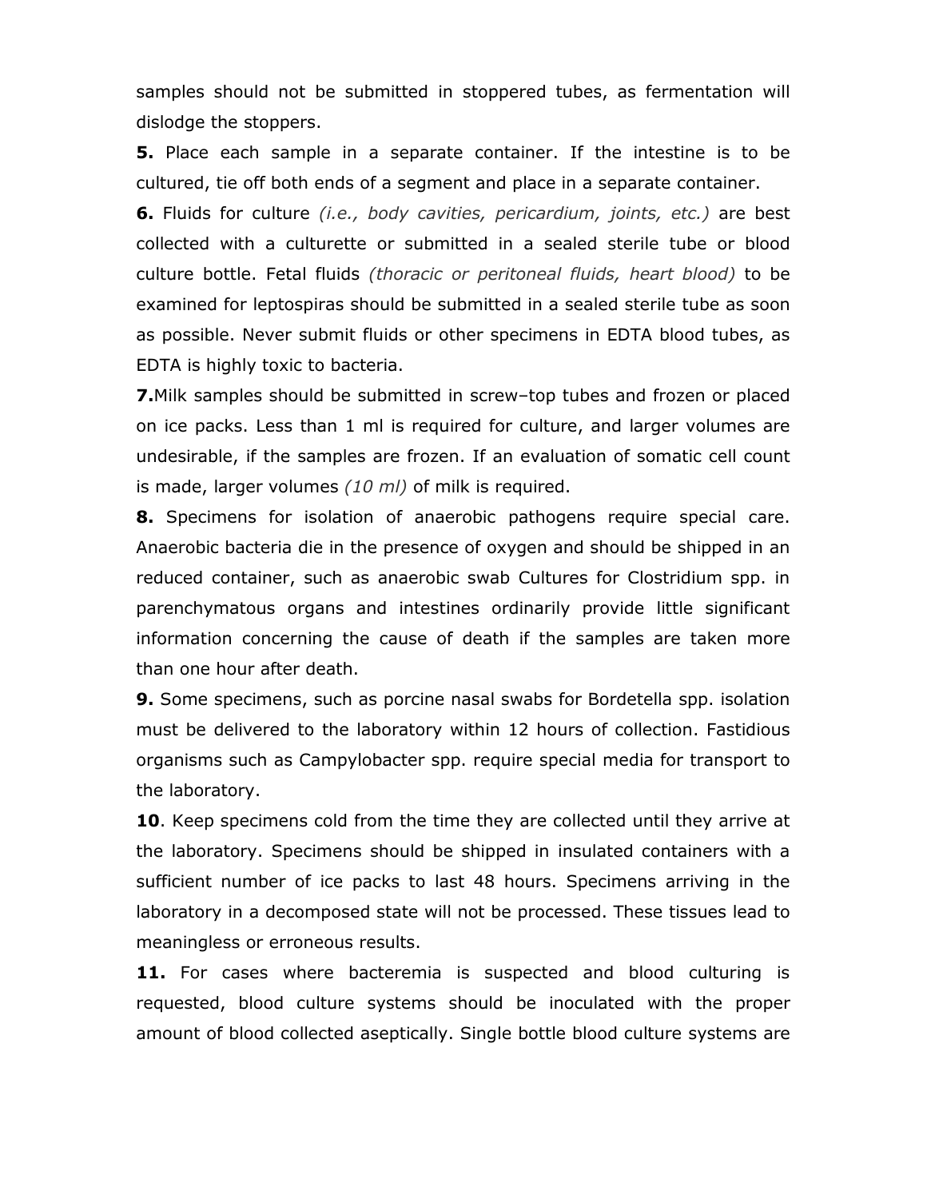samples should not be submitted in stoppered tubes, as fermentation will dislodge the stoppers.

**5.** Place each sample in a separate container. If the intestine is to be cultured, tie off both ends of a segment and place in a separate container.

**6.** Fluids for culture *(i.e., body cavities, pericardium, joints, etc.)* are best collected with a culturette or submitted in a sealed sterile tube or blood culture bottle. Fetal fluids *(thoracic or peritoneal fluids, heart blood)* to be examined for leptospiras should be submitted in a sealed sterile tube as soon as possible. Never submit fluids or other specimens in EDTA blood tubes, as EDTA is highly toxic to bacteria.

**7.**Milk samples should be submitted in screw–top tubes and frozen or placed on ice packs. Less than 1 ml is required for culture, and larger volumes are undesirable, if the samples are frozen. If an evaluation of somatic cell count is made, larger volumes *(10 ml)* of milk is required.

**8.** Specimens for isolation of anaerobic pathogens require special care. Anaerobic bacteria die in the presence of oxygen and should be shipped in an reduced container, such as anaerobic swab Cultures for Clostridium spp. in parenchymatous organs and intestines ordinarily provide little significant information concerning the cause of death if the samples are taken more than one hour after death.

**9.** Some specimens, such as porcine nasal swabs for Bordetella spp. isolation must be delivered to the laboratory within 12 hours of collection. Fastidious organisms such as Campylobacter spp. require special media for transport to the laboratory.

**10**. Keep specimens cold from the time they are collected until they arrive at the laboratory. Specimens should be shipped in insulated containers with a sufficient number of ice packs to last 48 hours. Specimens arriving in the laboratory in a decomposed state will not be processed. These tissues lead to meaningless or erroneous results.

**11.** For cases where bacteremia is suspected and blood culturing is requested, blood culture systems should be inoculated with the proper amount of blood collected aseptically. Single bottle blood culture systems are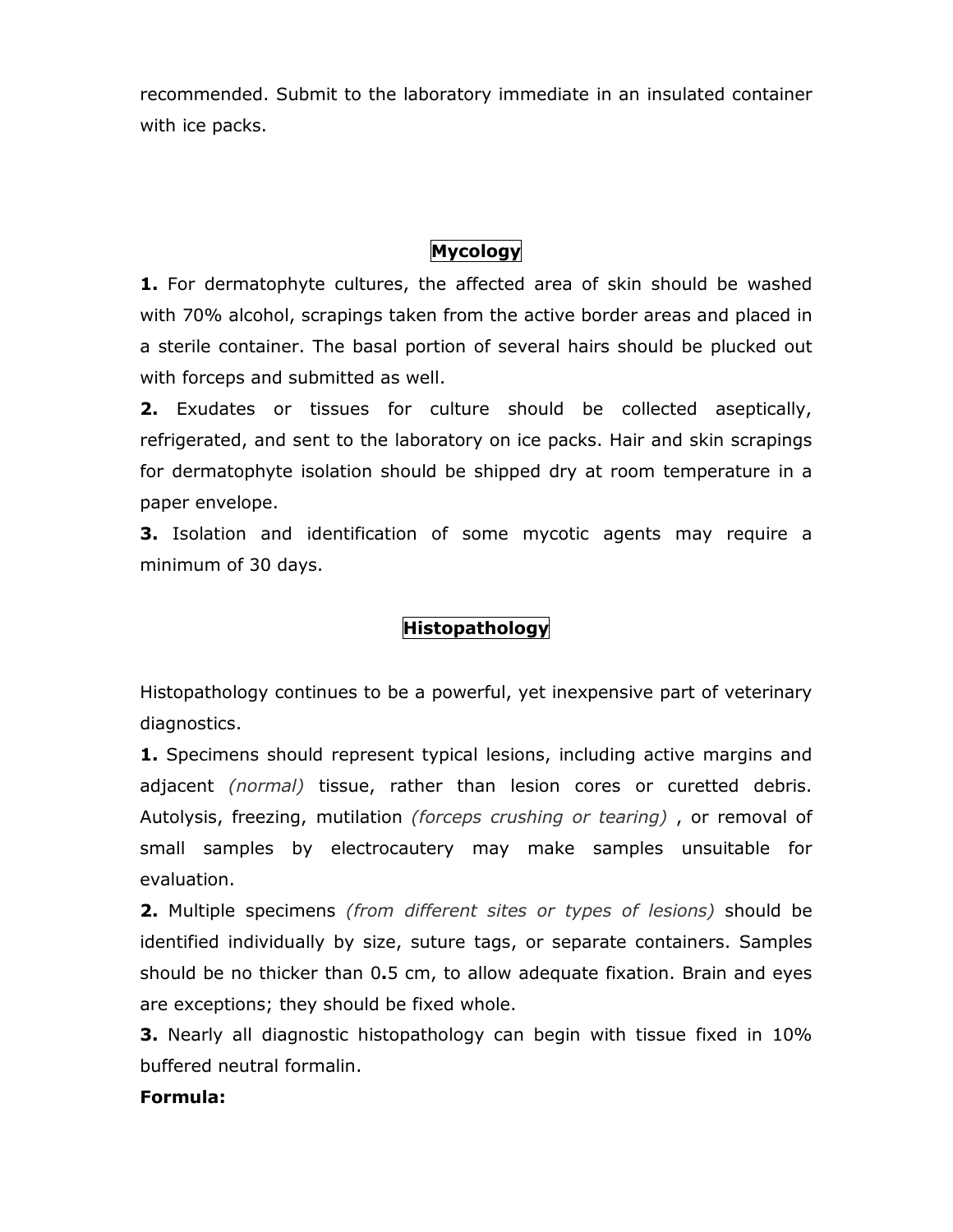recommended. Submit to the laboratory immediate in an insulated container with ice packs.

## Mycology

**1.** For dermatophyte cultures, the affected area of skin should be washed with 70% alcohol, scrapings taken from the active border areas and placed in a sterile container. The basal portion of several hairs should be plucked out with forceps and submitted as well.

**2.** Exudates or tissues for culture should be collected aseptically, refrigerated, and sent to the laboratory on ice packs. Hair and skin scrapings for dermatophyte isolation should be shipped dry at room temperature in a paper envelope.

**3.** Isolation and identification of some mycotic agents may require a minimum of 30 days.

## Histopathology

Histopathology continues to be a powerful, yet inexpensive part of veterinary diagnostics.

**1.** Specimens should represent typical lesions, including active margins and adjacent *(normal)* tissue, rather than lesion cores or curetted debris. Autolysis, freezing, mutilation *(forceps crushing or tearing)* , or removal of small samples by electrocautery may make samples unsuitable for evaluation.

**2.** Multiple specimens *(from different sites or types of lesions)* should be identified individually by size, suture tags, or separate containers. Samples should be no thicker than 0.5 cm, to allow adequate fixation. Brain and eyes are exceptions; they should be fixed whole.

**3.** Nearly all diagnostic histopathology can begin with tissue fixed in 10% buffered neutral formalin.

**Formula:**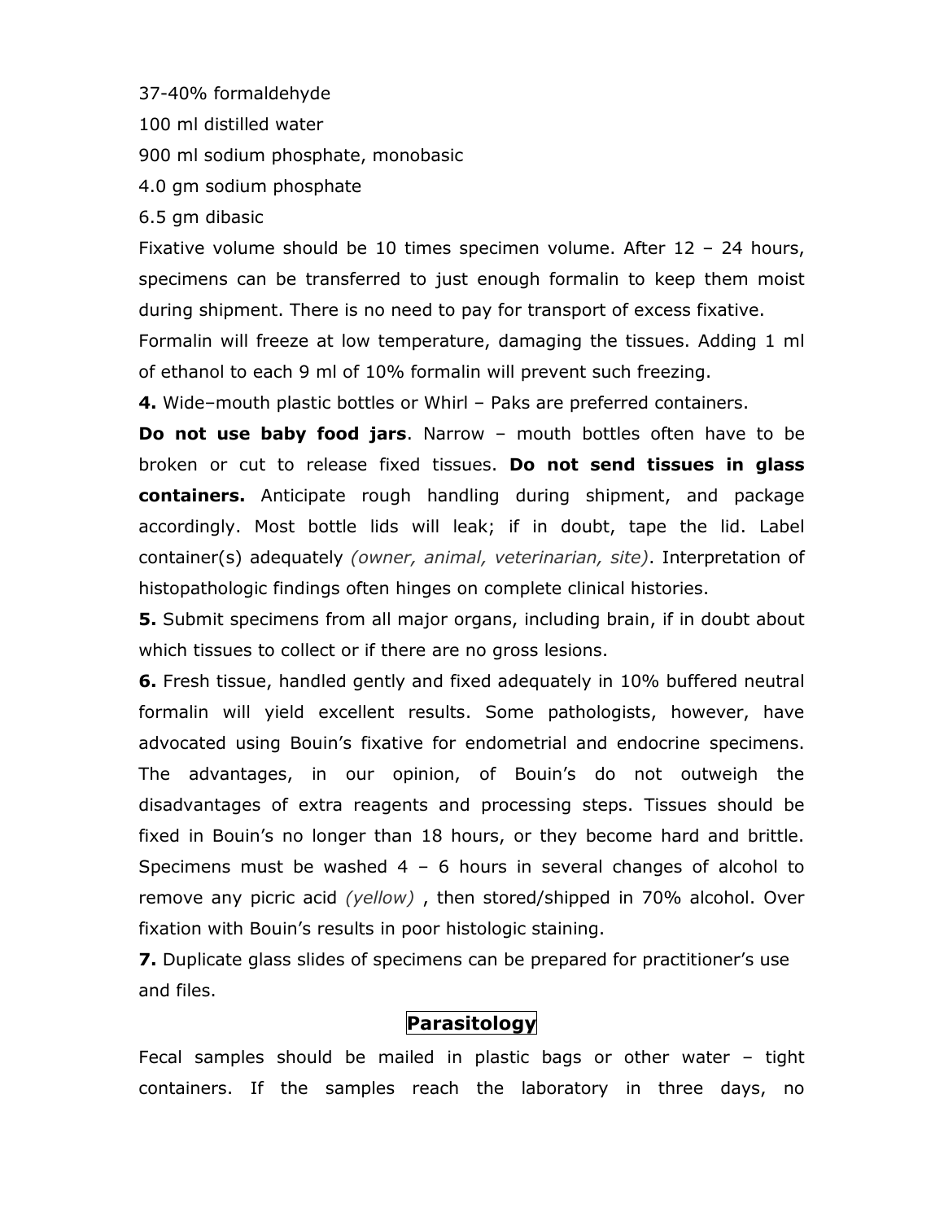37-40% formaldehyde

100 ml distilled water

900 ml sodium phosphate, monobasic

4.0 gm sodium phosphate

6.5 gm dibasic

Fixative volume should be 10 times specimen volume. After 12 – 24 hours, specimens can be transferred to just enough formalin to keep them moist during shipment. There is no need to pay for transport of excess fixative.

Formalin will freeze at low temperature, damaging the tissues. Adding 1 ml of ethanol to each 9 ml of 10% formalin will prevent such freezing.

**4.** Wide–mouth plastic bottles or Whirl – Paks are preferred containers.

**Do not use baby food jars**. Narrow – mouth bottles often have to be broken or cut to release fixed tissues. **Do not send tissues in glass containers.** Anticipate rough handling during shipment, and package accordingly. Most bottle lids will leak; if in doubt, tape the lid. Label container(s) adequately *(owner, animal, veterinarian, site)*. Interpretation of histopathologic findings often hinges on complete clinical histories.

**5.** Submit specimens from all major organs, including brain, if in doubt about which tissues to collect or if there are no gross lesions.

**6.** Fresh tissue, handled gently and fixed adequately in 10% buffered neutral formalin will yield excellent results. Some pathologists, however, have advocated using Bouin's fixative for endometrial and endocrine specimens. The advantages, in our opinion, of Bouin's do not outweigh the disadvantages of extra reagents and processing steps. Tissues should be fixed in Bouin's no longer than 18 hours, or they become hard and brittle. Specimens must be washed 4 – 6 hours in several changes of alcohol to remove any picric acid *(yellow)* , then stored/shipped in 70% alcohol. Over fixation with Bouin's results in poor histologic staining.

**7.** Duplicate glass slides of specimens can be prepared for practitioner's use and files.

## Parasitology

Fecal samples should be mailed in plastic bags or other water – tight containers. If the samples reach the laboratory in three days, no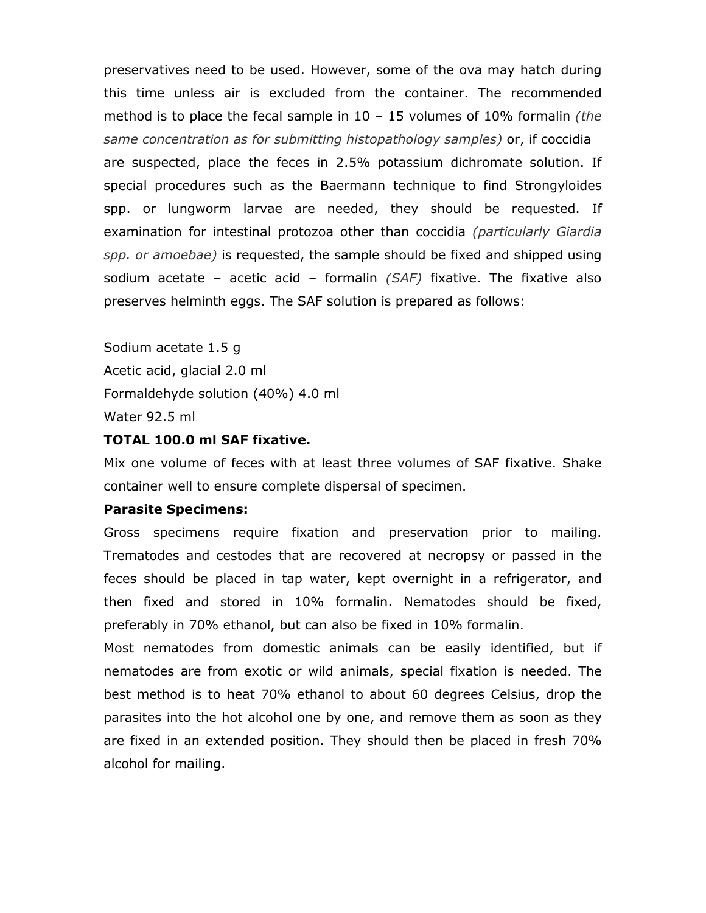preservatives need to be used. However, some of the ova may hatch during this time unless air is excluded from the container. The recommended method is to place the fecal sample in 10 – 15 volumes of 10% formalin *(the same concentration as for submitting histopathology samples)* or, if coccidia are suspected, place the feces in 2.5% potassium dichromate solution. If special procedures such as the Baermann technique to find Strongyloides spp. or lungworm larvae are needed, they should be requested. If examination for intestinal protozoa other than coccidia *(particularly Giardia spp. or amoebae)* is requested, the sample should be fixed and shipped using sodium acetate – acetic acid – formalin *(SAF)* fixative. The fixative also preserves helminth eggs. The SAF solution is prepared as follows:

Sodium acetate 1.5 g
Acetic acid, glacial 2.0 ml
Formaldehyde solution (40%) 4.0 ml
Water 92.5 ml

**TOTAL 100.0 ml SAF fixative.**

Mix one volume of feces with at least three volumes of SAF fixative. Shake container well to ensure complete dispersal of specimen.

**Parasite Specimens:**

Gross specimens require fixation and preservation prior to mailing. Trematodes and cestodes that are recovered at necropsy or passed in the feces should be placed in tap water, kept overnight in a refrigerator, and then fixed and stored in 10% formalin. Nematodes should be fixed, preferably in 70% ethanol, but can also be fixed in 10% formalin.

Most nematodes from domestic animals can be easily identified, but if nematodes are from exotic or wild animals, special fixation is needed. The best method is to heat 70% ethanol to about 60 degrees Celsius, drop the parasites into the hot alcohol one by one, and remove them as soon as they are fixed in an extended position. They should then be placed in fresh 70% alcohol for mailing.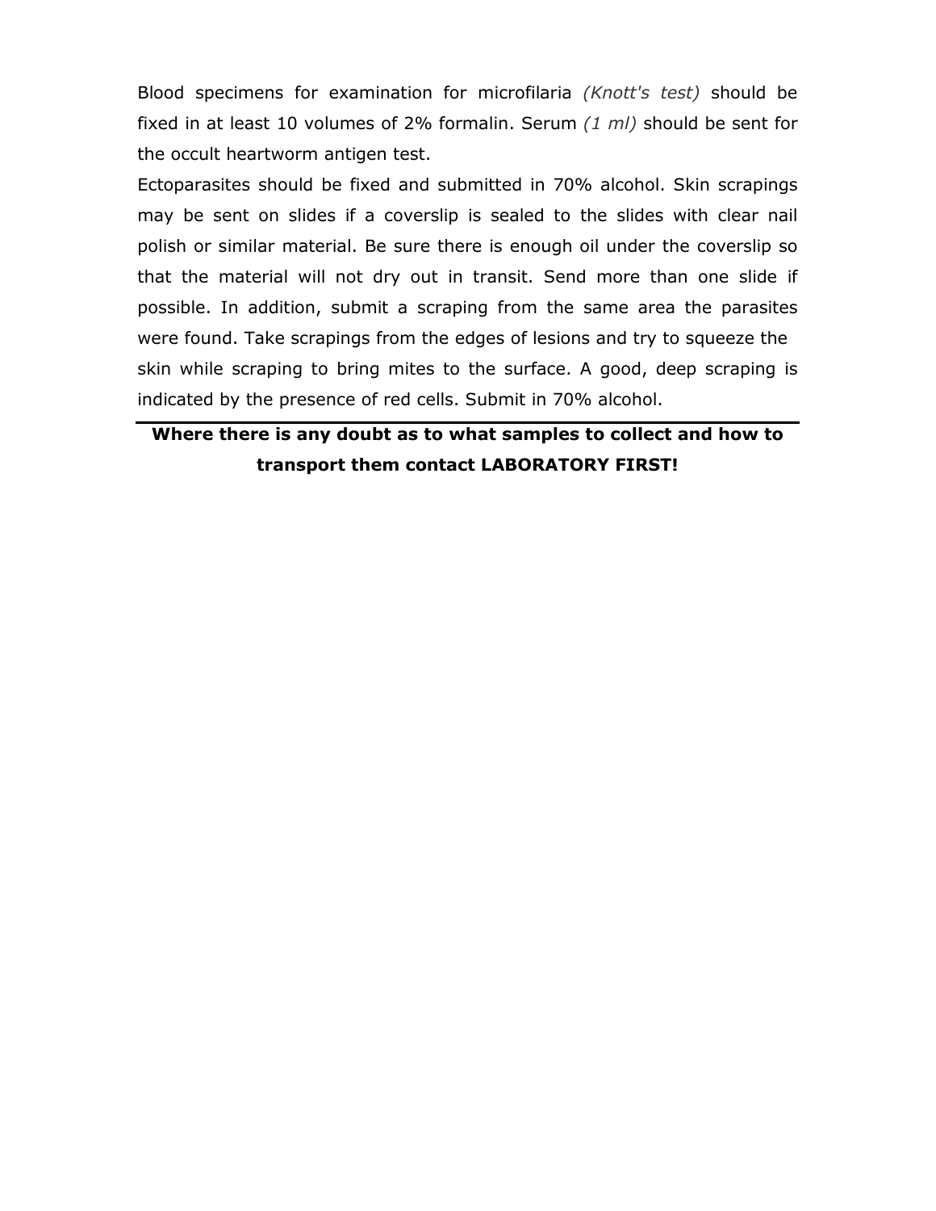Blood specimens for examination for microfilaria *(Knott's test)* should be fixed in at least 10 volumes of 2% formalin. Serum *(1 ml)* should be sent for the occult heartworm antigen test.

Ectoparasites should be fixed and submitted in 70% alcohol. Skin scrapings may be sent on slides if a coverslip is sealed to the slides with clear nail polish or similar material. Be sure there is enough oil under the coverslip so that the material will not dry out in transit. Send more than one slide if possible. In addition, submit a scraping from the same area the parasites were found. Take scrapings from the edges of lesions and try to squeeze the skin while scraping to bring mites to the surface. A good, deep scraping is indicated by the presence of red cells. Submit in 70% alcohol.

---

**Where there is any doubt as to what samples to collect and how to transport them contact LABORATORY FIRST!**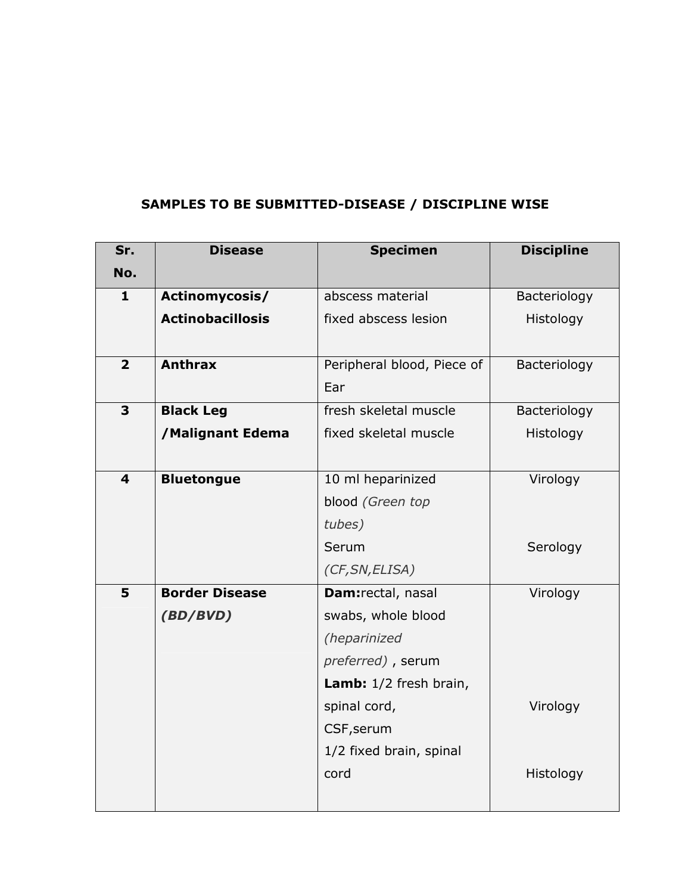**SAMPLES TO BE SUBMITTED-DISEASE / DISCIPLINE WISE**

| Sr. No. | Disease | Specimen | Discipline |
|---|---|---|---|
| **1** | **Actinomycosis/ Actinobacillosis** | abscess material<br>fixed abscess lesion | Bacteriology<br>Histology |
| **2** | **Anthrax** | Peripheral blood, Piece of Ear | Bacteriology |
| **3** | **Black Leg /Malignant Edema** | fresh skeletal muscle<br>fixed skeletal muscle | Bacteriology<br>Histology |
| **4** | **Bluetongue** | 10 ml heparinized blood *(Green top tubes)*<br>Serum *(CF,SN,ELISA)* | Virology<br>Serology |
| **5** | **Border Disease *(BD/BVD)*** | **Dam:** rectal, nasal swabs, whole blood *(heparinized preferred)* , serum<br>**Lamb:** 1/2 fresh brain, spinal cord, CSF,serum<br>1/2 fixed brain, spinal cord | Virology<br>Virology<br>Histology |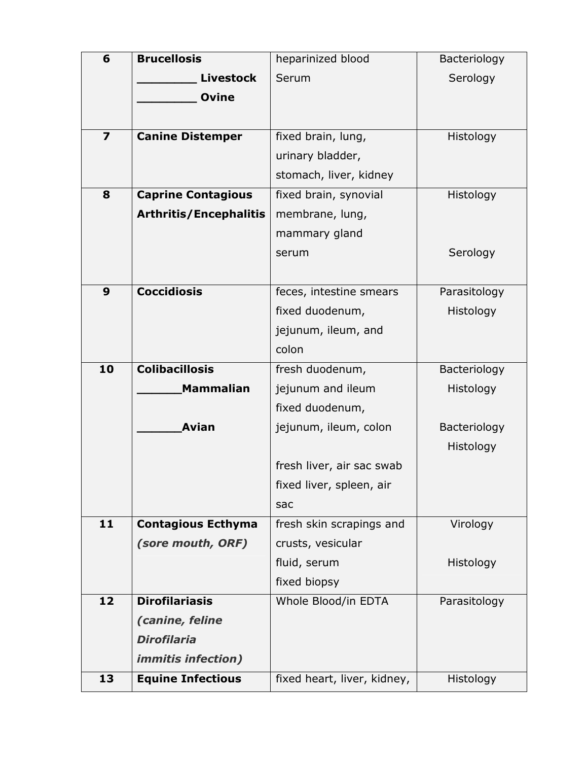| | | | |
|---|---|---|---|
| **6** | **Brucellosis**<br>**________ Livestock**<br>**________ Ovine** | heparinized blood<br>Serum | Bacteriology<br>Serology |
| **7** | **Canine Distemper** | fixed brain, lung, urinary bladder, stomach, liver, kidney | Histology |
| **8** | **Caprine Contagious Arthritis/Encephalitis** | fixed brain, synovial membrane, lung, mammary gland<br>serum | Histology<br><br>Serology |
| **9** | **Coccidiosis** | feces, intestine smears<br>fixed duodenum, jejunum, ileum, and colon | Parasitology<br>Histology |
| **10** | **Colibacillosis**<br>**______Mammalian**<br><br>**______Avian** | fresh duodenum, jejunum and ileum<br>fixed duodenum, jejunum, ileum, colon<br><br>fresh liver, air sac swab<br>fixed liver, spleen, air sac | Bacteriology<br>Histology<br><br>Bacteriology<br>Histology |
| **11** | **Contagious Ecthyma** ***(sore mouth, ORF)*** | fresh skin scrapings and crusts, vesicular fluid, serum<br>fixed biopsy | Virology<br><br>Histology |
| **12** | **Dirofilariasis** ***(canine, feline Dirofilaria immitis infection)*** | Whole Blood/in EDTA | Parasitology |
| **13** | **Equine Infectious** | fixed heart, liver, kidney, | Histology |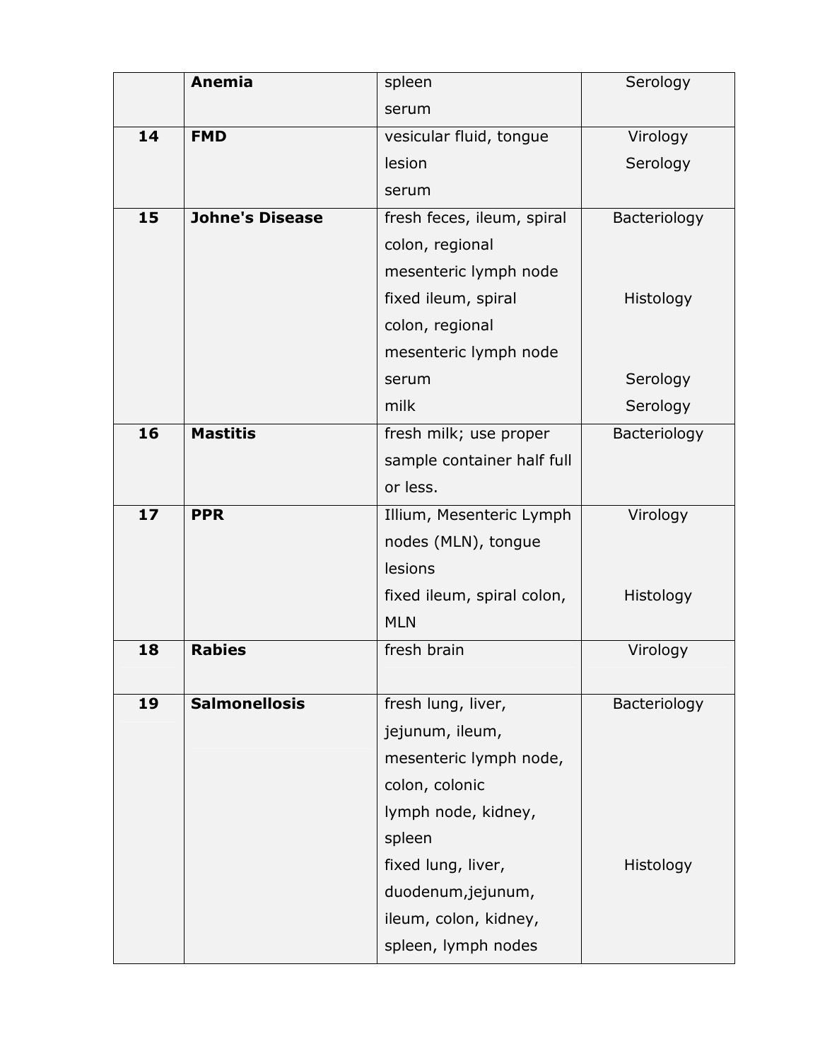|  | Anemia | spleen<br>serum | Serology |
|---|---|---|---|
| 14 | **FMD** | vesicular fluid, tongue lesion<br>serum | Virology<br>Serology |
| 15 | **Johne's Disease** | fresh feces, ileum, spiral colon, regional mesenteric lymph node<br>fixed ileum, spiral colon, regional mesenteric lymph node<br>serum<br>milk | Bacteriology<br>Histology<br>Serology<br>Serology |
| 16 | **Mastitis** | fresh milk; use proper sample container half full or less. | Bacteriology |
| 17 | **PPR** | Illium, Mesenteric Lymph nodes (MLN), tongue lesions<br>fixed ileum, spiral colon, MLN | Virology<br>Histology |
| 18 | **Rabies** | fresh brain | Virology |
| 19 | **Salmonellosis** | fresh lung, liver, jejunum, ileum, mesenteric lymph node, colon, colonic lymph node, kidney, spleen<br>fixed lung, liver, duodenum,jejunum, ileum, colon, kidney, spleen, lymph nodes | Bacteriology<br>Histology |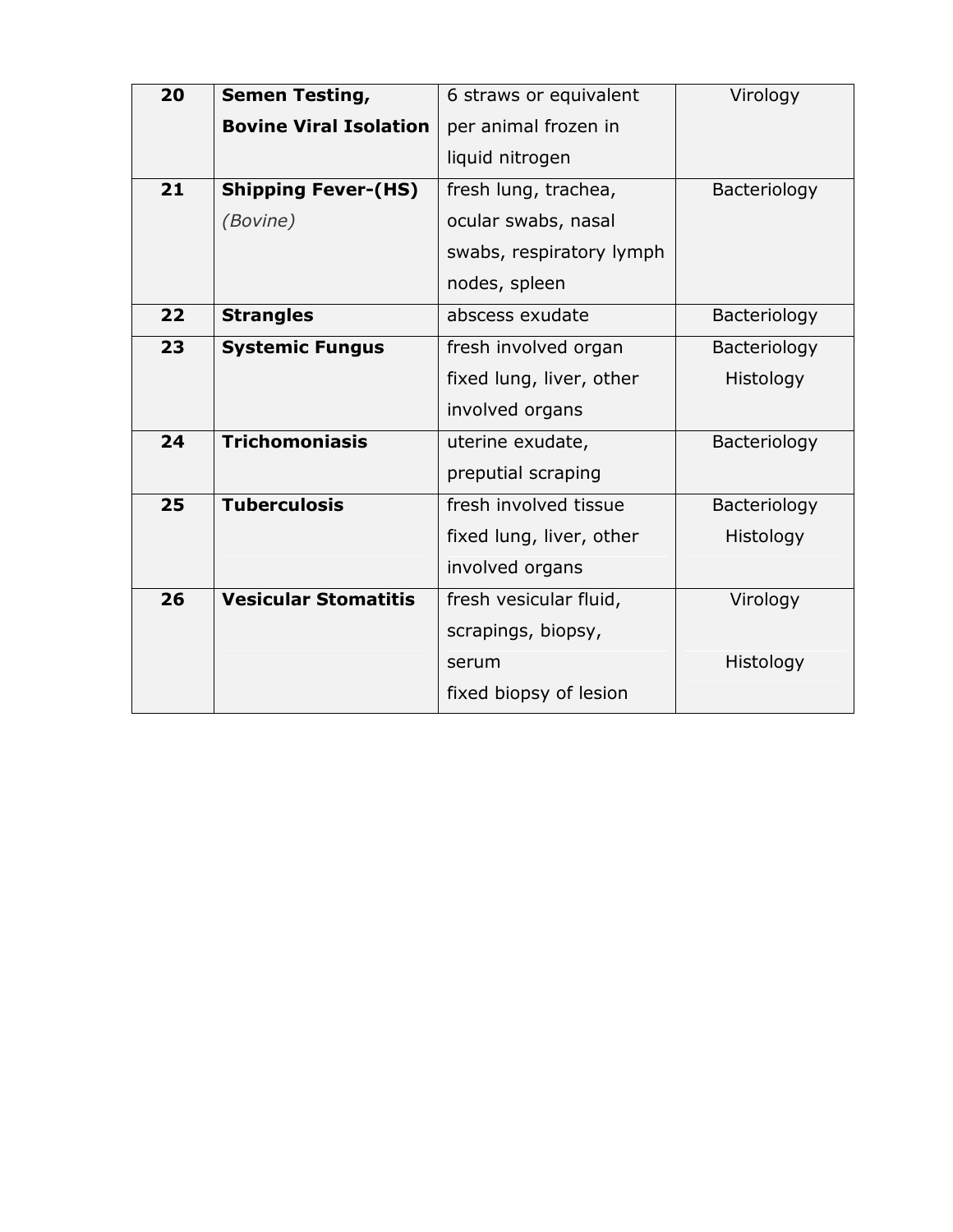| | | | |
|---|---|---|---|
| **20** | **Semen Testing, Bovine Viral Isolation** | 6 straws or equivalent per animal frozen in liquid nitrogen | Virology |
| **21** | **Shipping Fever-(HS)** *(Bovine)* | fresh lung, trachea, ocular swabs, nasal swabs, respiratory lymph nodes, spleen | Bacteriology |
| **22** | **Strangles** | abscess exudate | Bacteriology |
| **23** | **Systemic Fungus** | fresh involved organ<br>fixed lung, liver, other involved organs | Bacteriology<br>Histology |
| **24** | **Trichomoniasis** | uterine exudate, preputial scraping | Bacteriology |
| **25** | **Tuberculosis** | fresh involved tissue<br>fixed lung, liver, other involved organs | Bacteriology<br>Histology |
| **26** | **Vesicular Stomatitis** | fresh vesicular fluid, scrapings, biopsy, serum<br>fixed biopsy of lesion | Virology<br>Histology |